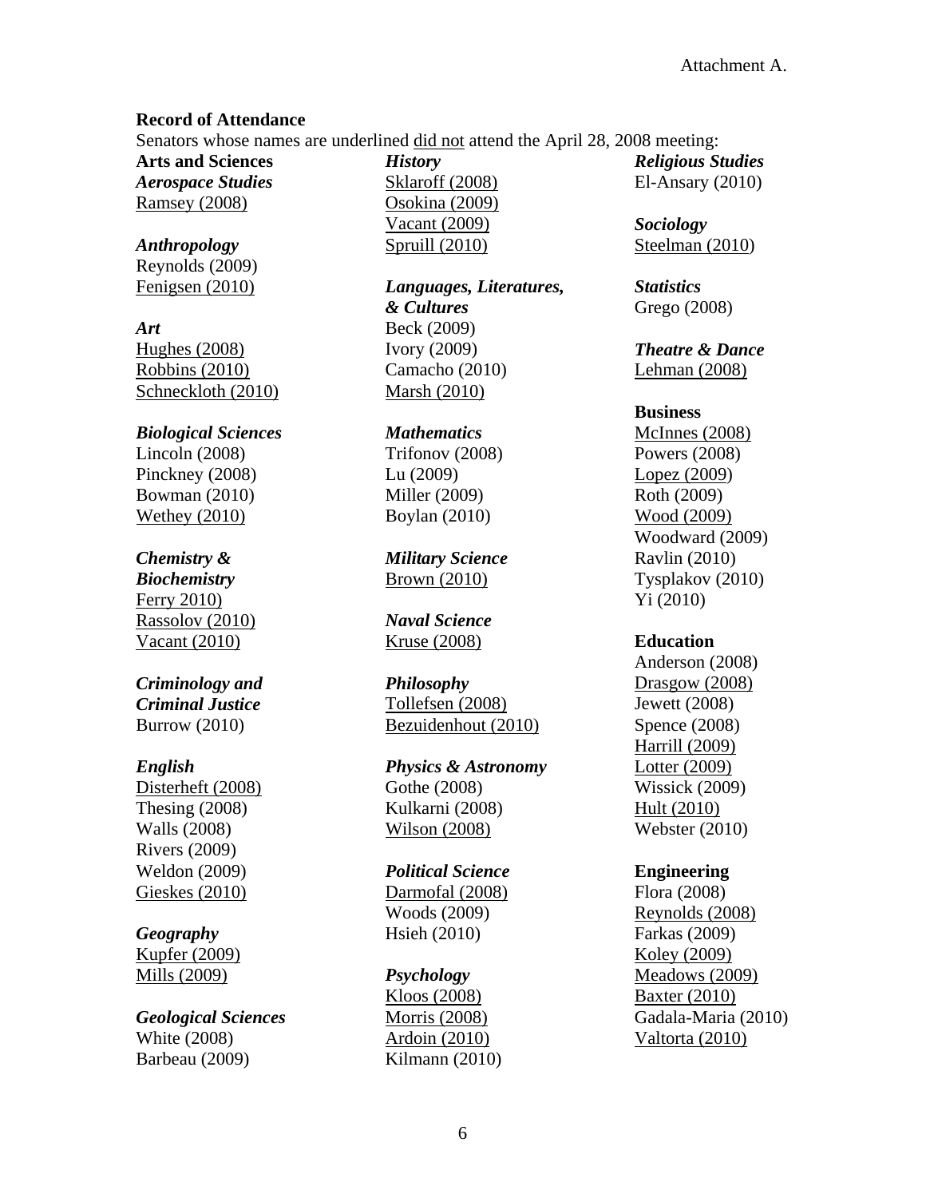Attachment A.

**Record of Attendance**

Senators whose names are underlined <u>did not</u> attend the April 28, 2008 meeting:

**Arts and Sciences**

***Aerospace Studies***
<u>Ramsey (2008)</u>

***Anthropology***
Reynolds (2009)
<u>Fenigsen (2010)</u>

***Art***
<u>Hughes (2008)</u>
<u>Robbins (2010)</u>
<u>Schneckloth (2010)</u>

***Biological Sciences***
Lincoln (2008)
Pinckney (2008)
Bowman (2010)
<u>Wethey (2010)</u>

***Chemistry & Biochemistry***
<u>Ferry 2010)</u>
<u>Rassolov (2010)</u>
<u>Vacant (2010)</u>

***Criminology and Criminal Justice***
Burrow (2010)

***English***
<u>Disterheft (2008)</u>
Thesing (2008)
Walls (2008)
Rivers (2009)
Weldon (2009)
<u>Gieskes (2010)</u>

***Geography***
<u>Kupfer (2009)</u>
<u>Mills (2009)</u>

***Geological Sciences***
White (2008)
Barbeau (2009)

***History***
<u>Sklaroff (2008)</u>
<u>Osokina (2009)</u>
<u>Vacant (2009)</u>
<u>Spruill (2010)</u>

***Languages, Literatures, & Cultures***
Beck (2009)
Ivory (2009)
Camacho (2010)
<u>Marsh (2010)</u>

***Mathematics***
Trifonov (2008)
Lu (2009)
Miller (2009)
Boylan (2010)

***Military Science***
<u>Brown (2010)</u>

***Naval Science***
<u>Kruse (2008)</u>

***Philosophy***
<u>Tollefsen (2008)</u>
<u>Bezuidenhout (2010)</u>

***Physics & Astronomy***
Gothe (2008)
Kulkarni (2008)
<u>Wilson (2008)</u>

***Political Science***
<u>Darmofal (2008)</u>
Woods (2009)
Hsieh (2010)

***Psychology***
<u>Kloos (2008)</u>
<u>Morris (2008)</u>
<u>Ardoin (2010)</u>
Kilmann (2010)

***Religious Studies***
El-Ansary (2010)

***Sociology***
<u>Steelman (2010)</u>

***Statistics***
Grego (2008)

***Theatre & Dance***
<u>Lehman (2008)</u>

**Business**
<u>McInnes (2008)</u>
Powers (2008)
<u>Lopez (2009)</u>
Roth (2009)
<u>Wood (2009)</u>
Woodward (2009)
Ravlin (2010)
Tysplakov (2010)
Yi (2010)

**Education**
Anderson (2008)
<u>Drasgow (2008)</u>
Jewett (2008)
Spence (2008)
<u>Harrill (2009)</u>
<u>Lotter (2009)</u>
Wissick (2009)
<u>Hult (2010)</u>
Webster (2010)

**Engineering**
Flora (2008)
<u>Reynolds (2008)</u>
Farkas (2009)
<u>Koley (2009)</u>
<u>Meadows (2009)</u>
<u>Baxter (2010)</u>
Gadala-Maria (2010)
<u>Valtorta (2010)</u>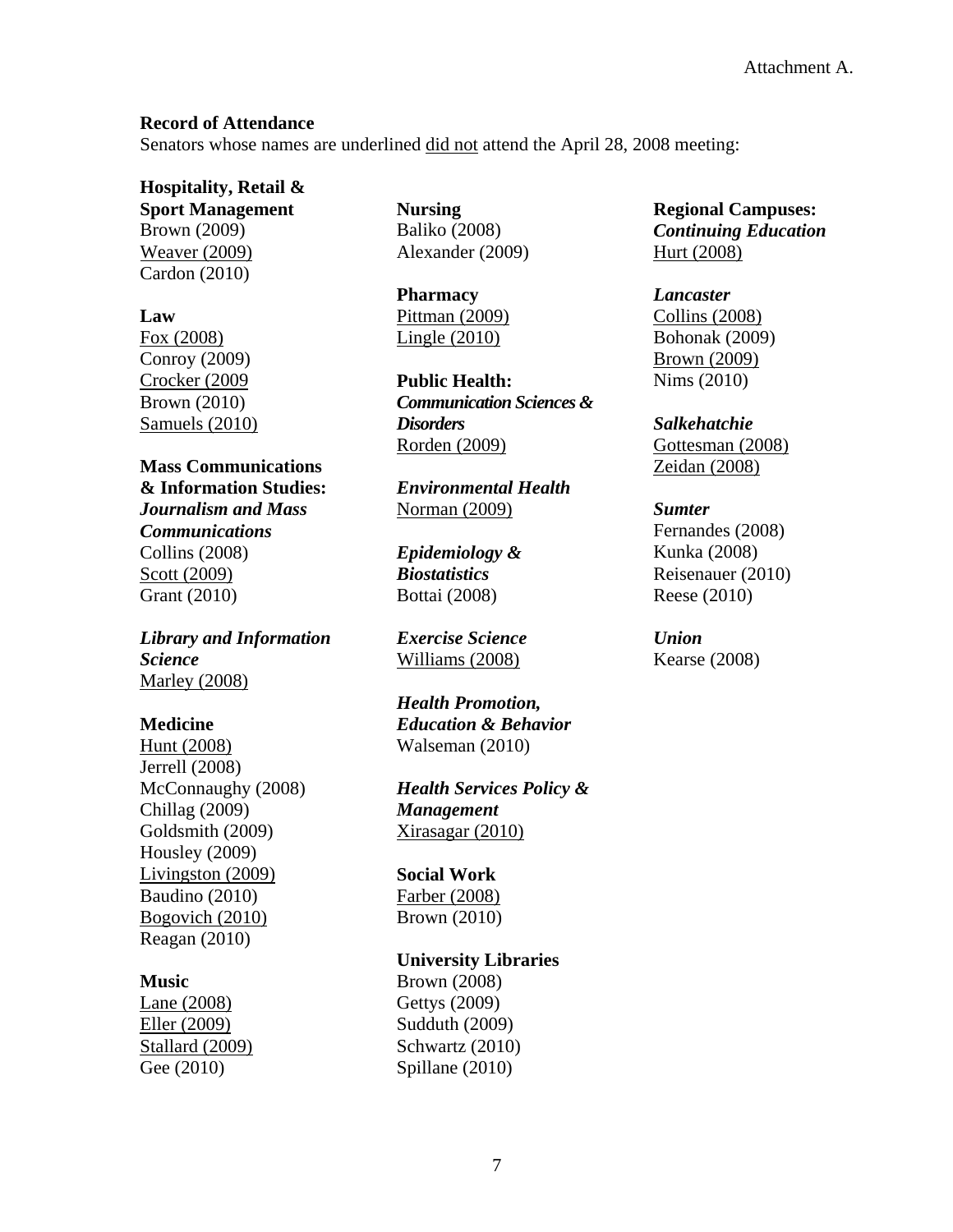Attachment A.

**Record of Attendance**

Senators whose names are underlined <u>did not</u> attend the April 28, 2008 meeting:

**Hospitality, Retail & Sport Management**
Brown (2009)
<u>Weaver (2009)</u>
Cardon (2010)

**Law**
<u>Fox (2008)</u>
Conroy (2009)
<u>Crocker (2009</u>
Brown (2010)
<u>Samuels (2010)</u>

**Mass Communications & Information Studies:**
***Journalism and Mass Communications***
Collins (2008)
<u>Scott (2009)</u>
Grant (2010)

***Library and Information Science***
<u>Marley (2008)</u>

**Medicine**
<u>Hunt (2008)</u>
Jerrell (2008)
McConnaughy (2008)
Chillag (2009)
Goldsmith (2009)
Housley (2009)
<u>Livingston (2009)</u>
Baudino (2010)
<u>Bogovich (2010)</u>
Reagan (2010)

**Music**
<u>Lane (2008)</u>
<u>Eller (2009)</u>
<u>Stallard (2009)</u>
Gee (2010)

**Nursing**
Baliko (2008)
Alexander (2009)

**Pharmacy**
<u>Pittman (2009)</u>
<u>Lingle (2010)</u>

**Public Health:**
***Communication Sciences & Disorders***
<u>Rorden (2009)</u>

***Environmental Health***
<u>Norman (2009)</u>

***Epidemiology & Biostatistics***
Bottai (2008)

***Exercise Science***
<u>Williams (2008)</u>

***Health Promotion, Education & Behavior***
Walseman (2010)

***Health Services Policy & Management***
<u>Xirasagar (2010)</u>

**Social Work**
<u>Farber (2008)</u>
Brown (2010)

**University Libraries**
Brown (2008)
Gettys (2009)
Sudduth (2009)
Schwartz (2010)
Spillane (2010)

**Regional Campuses:**
***Continuing Education***
<u>Hurt (2008)</u>

***Lancaster***
<u>Collins (2008)</u>
Bohonak (2009)
<u>Brown (2009)</u>
Nims (2010)

***Salkehatchie***
<u>Gottesman (2008)</u>
<u>Zeidan (2008)</u>

***Sumter***
Fernandes (2008)
Kunka (2008)
Reisenauer (2010)
Reese (2010)

***Union***
Kearse (2008)